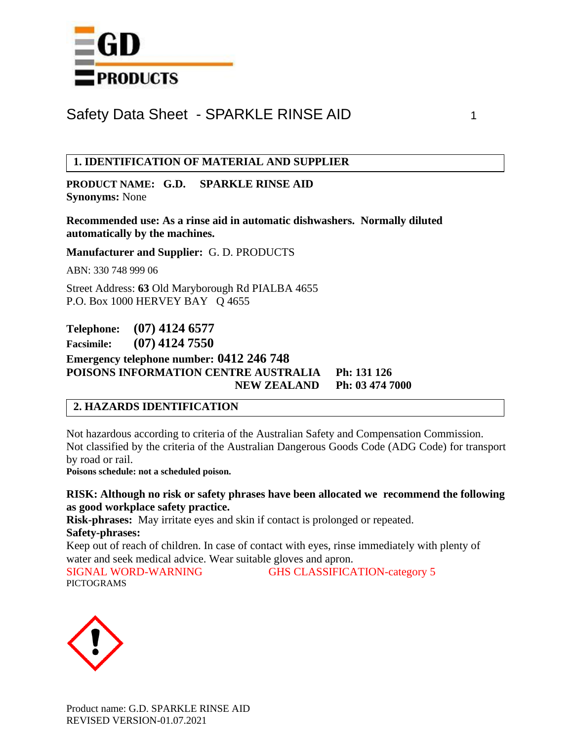# Safety Data Sheet - SPARKLE RINSE AID

## 1. IDENTIFICATION OF MATERIAL AND SUPPLIER

**PRODUCT NAME: G.D. SPARKLE RINSE AID**
**Synonyms:** None

**Recommended use: As a rinse aid in automatic dishwashers. Normally diluted automatically by the machines.**

**Manufacturer and Supplier:** G. D. PRODUCTS

ABN: 330 748 999 06

Street Address: **63** Old Maryborough Rd PIALBA 4655
P.O. Box 1000 HERVEY BAY Q 4655

**Telephone: (07) 4124 6577**
**Facsimile: (07) 4124 7550**
**Emergency telephone number: 0412 246 748**
**POISONS INFORMATION CENTRE AUSTRALIA Ph: 131 126**
**NEW ZEALAND Ph: 03 474 7000**

## 2. HAZARDS IDENTIFICATION

Not hazardous according to criteria of the Australian Safety and Compensation Commission.
Not classified by the criteria of the Australian Dangerous Goods Code (ADG Code) for transport by road or rail.
**Poisons schedule: not a scheduled poison.**

**RISK: Although no risk or safety phrases have been allocated we recommend the following as good workplace safety practice.**
**Risk-phrases:** May irritate eyes and skin if contact is prolonged or repeated.
**Safety-phrases:**
Keep out of reach of children. In case of contact with eyes, rinse immediately with plenty of water and seek medical advice. Wear suitable gloves and apron.
SIGNAL WORD-WARNING GHS CLASSIFICATION-category 5
PICTOGRAMS

Product name: G.D. SPARKLE RINSE AID
REVISED VERSION-01.07.2021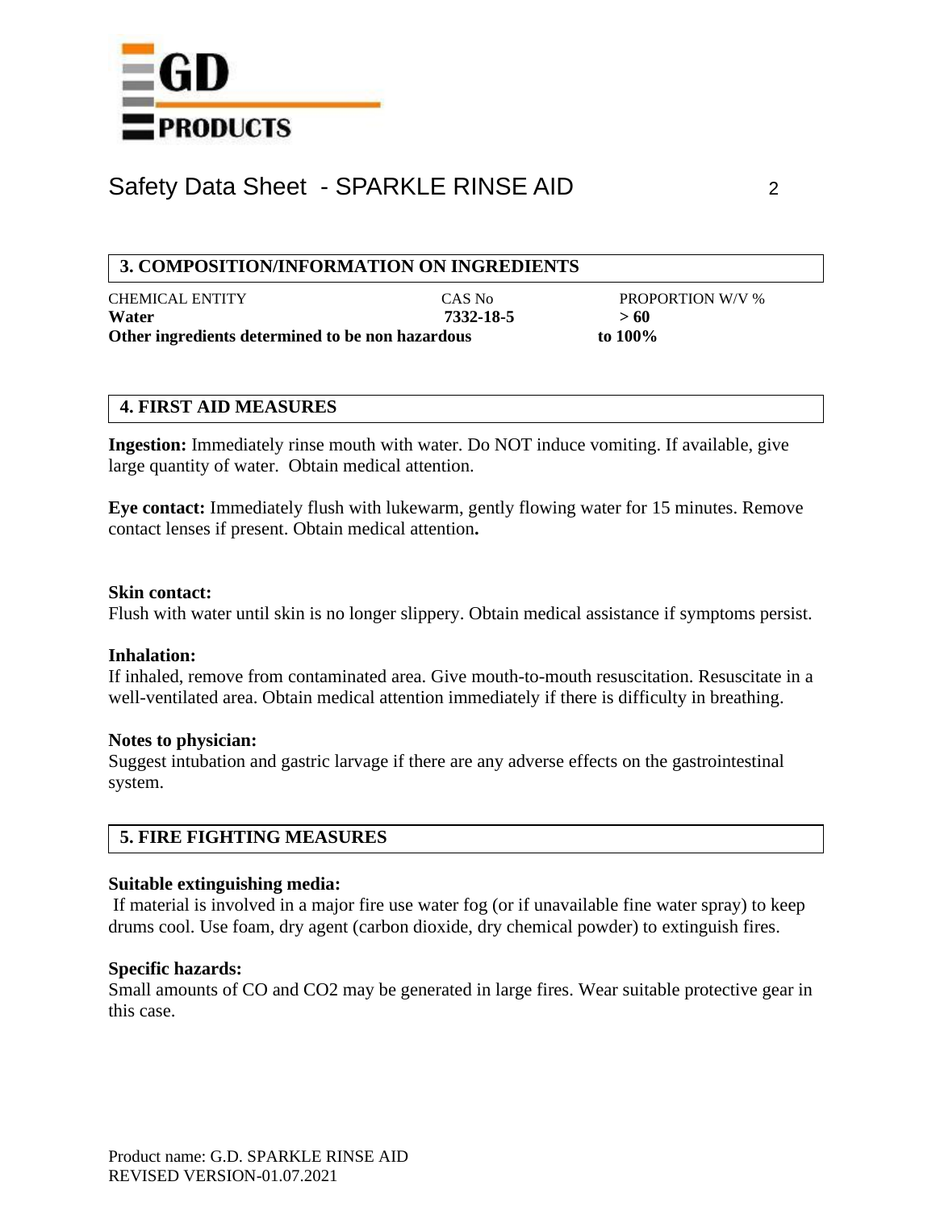# Safety Data Sheet - SPARKLE RINSE AID

## 3. COMPOSITION/INFORMATION ON INGREDIENTS

| CHEMICAL ENTITY | CAS No | PROPORTION W/V % |
|---|---|---|
| **Water** | **7332-18-5** | **> 60** |
| **Other ingredients determined to be non hazardous** | | **to 100%** |

## 4. FIRST AID MEASURES

**Ingestion:** Immediately rinse mouth with water. Do NOT induce vomiting. If available, give large quantity of water. Obtain medical attention.

**Eye contact:** Immediately flush with lukewarm, gently flowing water for 15 minutes. Remove contact lenses if present. Obtain medical attention**.**

**Skin contact:**
Flush with water until skin is no longer slippery. Obtain medical assistance if symptoms persist.

**Inhalation:**
If inhaled, remove from contaminated area. Give mouth-to-mouth resuscitation. Resuscitate in a well-ventilated area. Obtain medical attention immediately if there is difficulty in breathing.

**Notes to physician:**
Suggest intubation and gastric larvage if there are any adverse effects on the gastrointestinal system.

## 5. FIRE FIGHTING MEASURES

**Suitable extinguishing media:**
If material is involved in a major fire use water fog (or if unavailable fine water spray) to keep drums cool. Use foam, dry agent (carbon dioxide, dry chemical powder) to extinguish fires.

**Specific hazards:**
Small amounts of CO and $CO_2$ may be generated in large fires. Wear suitable protective gear in this case.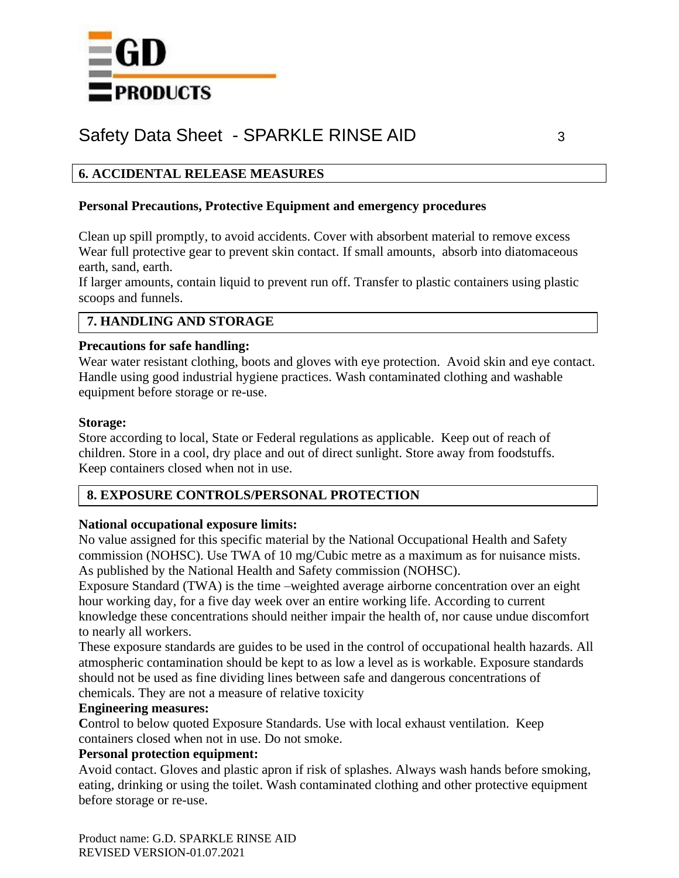# Safety Data Sheet - SPARKLE RINSE AID

## 6. ACCIDENTAL RELEASE MEASURES

**Personal Precautions, Protective Equipment and emergency procedures**

Clean up spill promptly, to avoid accidents. Cover with absorbent material to remove excess Wear full protective gear to prevent skin contact. If small amounts, absorb into diatomaceous earth, sand, earth.

If larger amounts, contain liquid to prevent run off. Transfer to plastic containers using plastic scoops and funnels.

## 7. HANDLING AND STORAGE

**Precautions for safe handling:**

Wear water resistant clothing, boots and gloves with eye protection. Avoid skin and eye contact. Handle using good industrial hygiene practices. Wash contaminated clothing and washable equipment before storage or re-use.

**Storage:**

Store according to local, State or Federal regulations as applicable. Keep out of reach of children. Store in a cool, dry place and out of direct sunlight. Store away from foodstuffs. Keep containers closed when not in use.

## 8. EXPOSURE CONTROLS/PERSONAL PROTECTION

**National occupational exposure limits:**

No value assigned for this specific material by the National Occupational Health and Safety commission (NOHSC). Use TWA of 10 mg/Cubic metre as a maximum as for nuisance mists. As published by the National Health and Safety commission (NOHSC).

Exposure Standard (TWA) is the time –weighted average airborne concentration over an eight hour working day, for a five day week over an entire working life. According to current knowledge these concentrations should neither impair the health of, nor cause undue discomfort to nearly all workers.

These exposure standards are guides to be used in the control of occupational health hazards. All atmospheric contamination should be kept to as low a level as is workable. Exposure standards should not be used as fine dividing lines between safe and dangerous concentrations of chemicals. They are not a measure of relative toxicity

**Engineering measures:**

**C**ontrol to below quoted Exposure Standards. Use with local exhaust ventilation. Keep containers closed when not in use. Do not smoke.

**Personal protection equipment:**

Avoid contact. Gloves and plastic apron if risk of splashes. Always wash hands before smoking, eating, drinking or using the toilet. Wash contaminated clothing and other protective equipment before storage or re-use.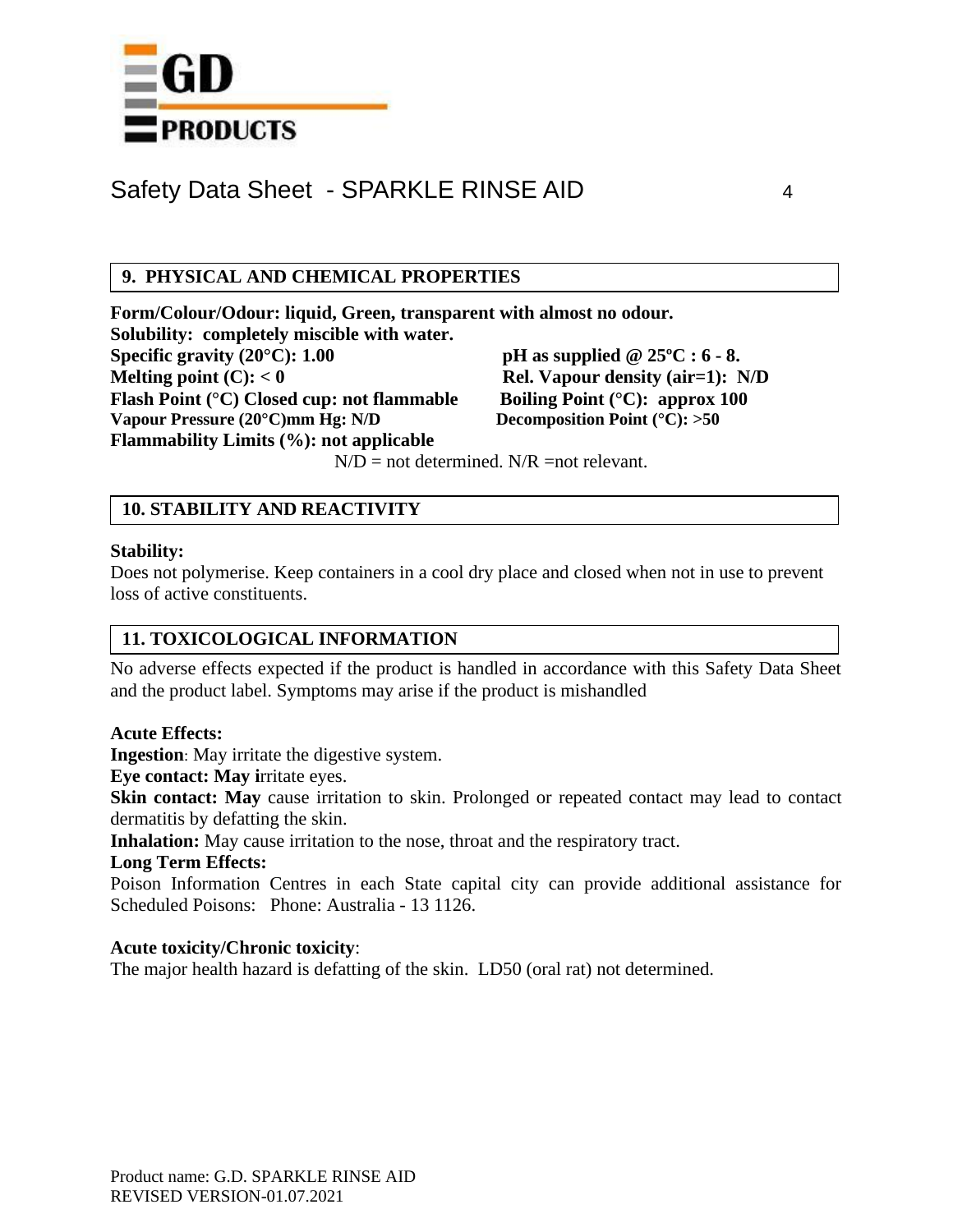## 9. PHYSICAL AND CHEMICAL PROPERTIES

**Form/Colour/Odour: liquid, Green, transparent with almost no odour.**
**Solubility: completely miscible with water.**
**Specific gravity (20°C): 1.00**
**pH as supplied @ 25ºC : 6 - 8.**
**Melting point (C): < 0**
**Rel. Vapour density (air=1): N/D**
**Flash Point (°C) Closed cup: not flammable**
**Boiling Point (°C): approx 100**
**Vapour Pressure (20°C)mm Hg: N/D**
**Decomposition Point (°C): >50**
**Flammability Limits (%): not applicable**

N/D = not determined. N/R =not relevant.

## 10. STABILITY AND REACTIVITY

**Stability:**
Does not polymerise. Keep containers in a cool dry place and closed when not in use to prevent loss of active constituents.

## 11. TOXICOLOGICAL INFORMATION

No adverse effects expected if the product is handled in accordance with this Safety Data Sheet and the product label. Symptoms may arise if the product is mishandled

**Acute Effects:**
**Ingestion**: May irritate the digestive system.
**Eye contact: May i**rritate eyes.
**Skin contact: May** cause irritation to skin. Prolonged or repeated contact may lead to contact dermatitis by defatting the skin.
**Inhalation:** May cause irritation to the nose, throat and the respiratory tract.
**Long Term Effects:**
Poison Information Centres in each State capital city can provide additional assistance for Scheduled Poisons: Phone: Australia - 13 1126.

**Acute toxicity/Chronic toxicity**:
The major health hazard is defatting of the skin. LD50 (oral rat) not determined.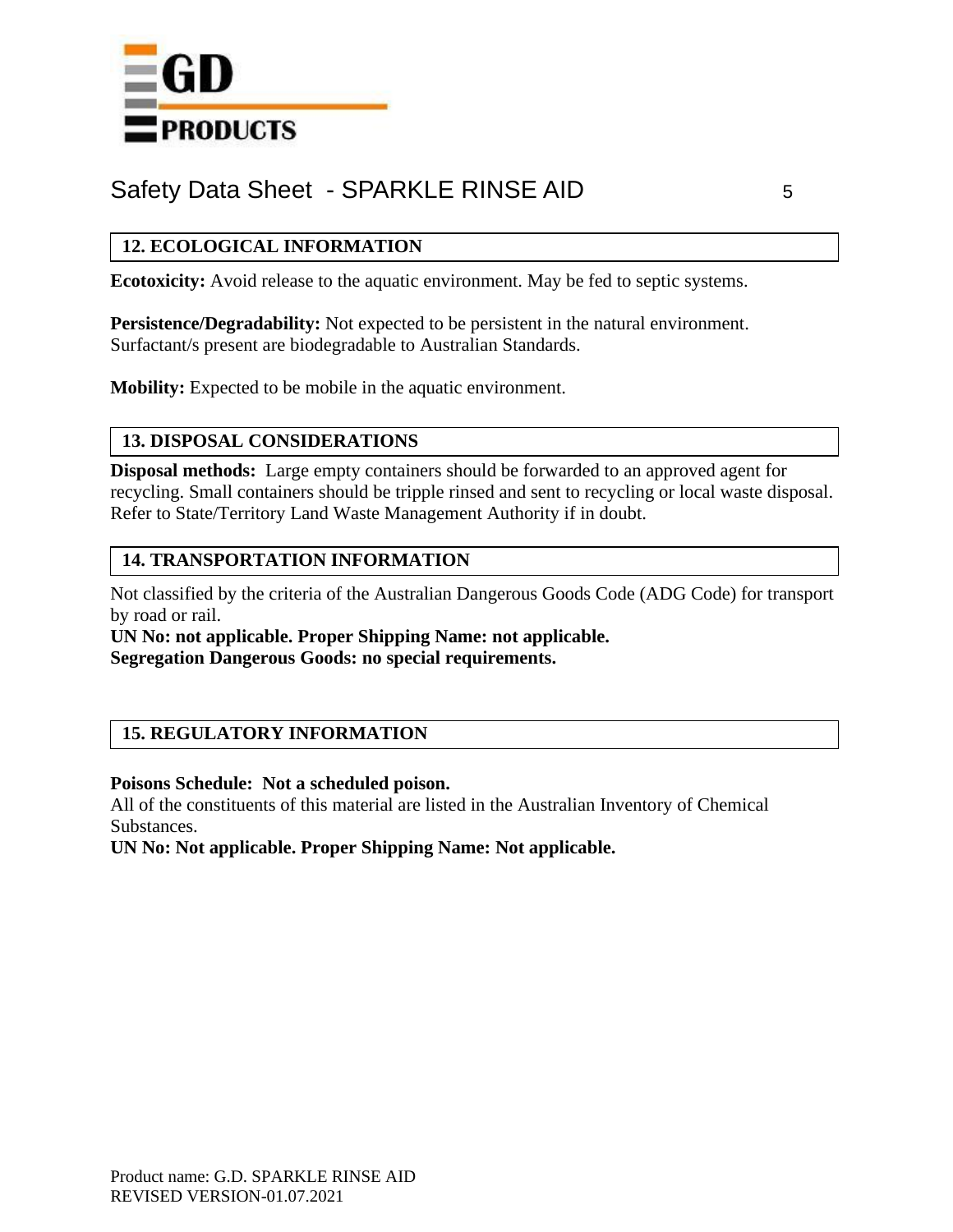# Safety Data Sheet - SPARKLE RINSE AID

## 12. ECOLOGICAL INFORMATION

**Ecotoxicity:** Avoid release to the aquatic environment. May be fed to septic systems.

**Persistence/Degradability:** Not expected to be persistent in the natural environment. Surfactant/s present are biodegradable to Australian Standards.

**Mobility:** Expected to be mobile in the aquatic environment.

## 13. DISPOSAL CONSIDERATIONS

**Disposal methods:** Large empty containers should be forwarded to an approved agent for recycling. Small containers should be tripple rinsed and sent to recycling or local waste disposal. Refer to State/Territory Land Waste Management Authority if in doubt.

## 14. TRANSPORTATION INFORMATION

Not classified by the criteria of the Australian Dangerous Goods Code (ADG Code) for transport by road or rail.

**UN No: not applicable. Proper Shipping Name: not applicable.**
**Segregation Dangerous Goods: no special requirements.**

## 15. REGULATORY INFORMATION

**Poisons Schedule: Not a scheduled poison.**
All of the constituents of this material are listed in the Australian Inventory of Chemical Substances.
**UN No: Not applicable. Proper Shipping Name: Not applicable.**

Product name: G.D. SPARKLE RINSE AID
REVISED VERSION-01.07.2021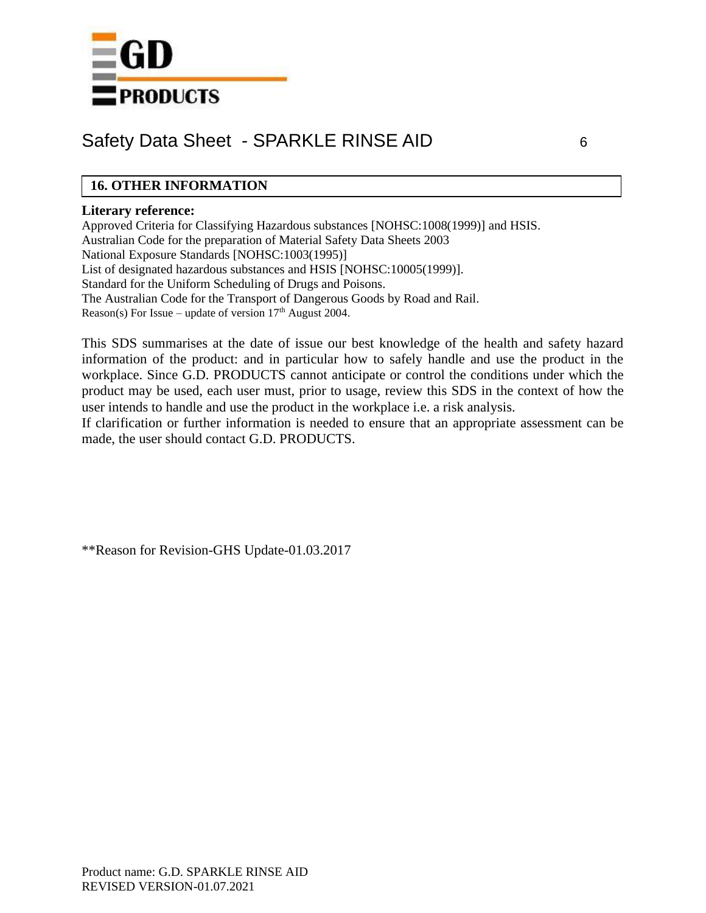## 16. OTHER INFORMATION

**Literary reference:**

Approved Criteria for Classifying Hazardous substances [NOHSC:1008(1999)] and HSIS.
Australian Code for the preparation of Material Safety Data Sheets 2003
National Exposure Standards [NOHSC:1003(1995)]
List of designated hazardous substances and HSIS [NOHSC:10005(1999)].
Standard for the Uniform Scheduling of Drugs and Poisons.
The Australian Code for the Transport of Dangerous Goods by Road and Rail.
Reason(s) For Issue – update of version 17th August 2004.

This SDS summarises at the date of issue our best knowledge of the health and safety hazard information of the product: and in particular how to safely handle and use the product in the workplace. Since G.D. PRODUCTS cannot anticipate or control the conditions under which the product may be used, each user must, prior to usage, review this SDS in the context of how the user intends to handle and use the product in the workplace i.e. a risk analysis.
If clarification or further information is needed to ensure that an appropriate assessment can be made, the user should contact G.D. PRODUCTS.

**Reason for Revision-GHS Update-01.03.2017

Product name: G.D. SPARKLE RINSE AID
REVISED VERSION-01.07.2021